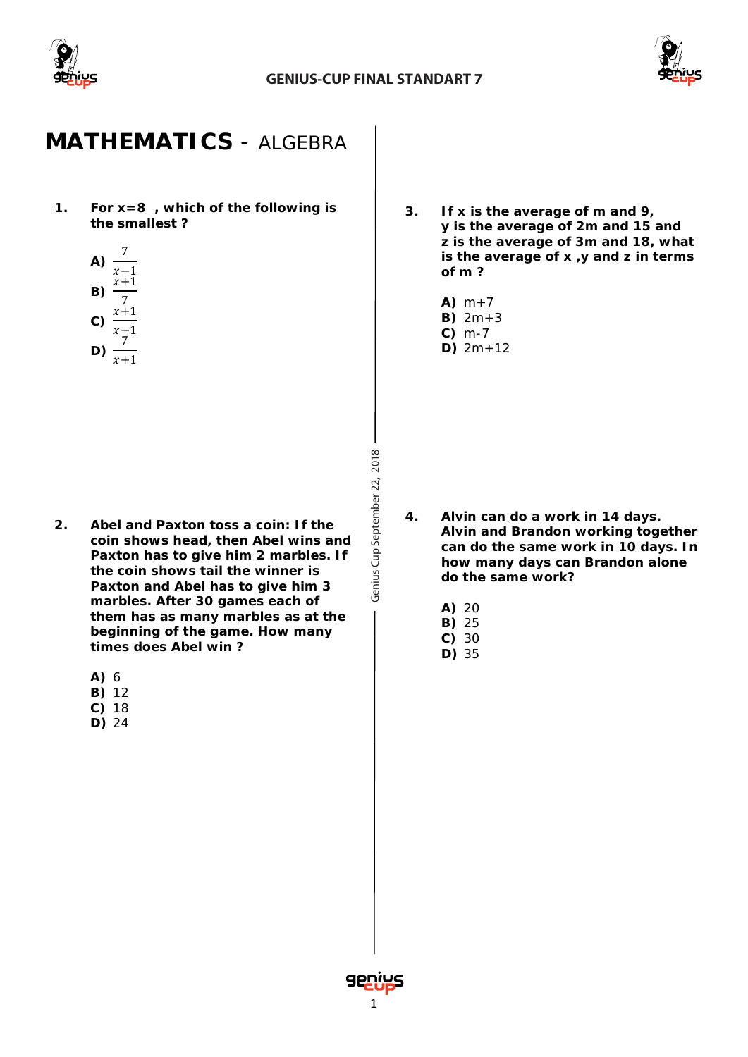# **MATHEMATICS** - ALGEBRA

**1. For x=8 , which of the following is the smallest ?**

**A)** $\frac{7}{x-1}$

**B)** $\frac{x+1}{7}$

**C)** $\frac{x+1}{x-1}$

**D)** $\frac{7}{x+1}$

**2. Abel and Paxton toss a coin: If the coin shows head, then Abel wins and Paxton has to give him 2 marbles. If the coin shows tail the winner is Paxton and Abel has to give him 3 marbles. After 30 games each of them has as many marbles as at the beginning of the game. How many times does Abel win ?**

**A)** 6
**B)** 12
**C)** 18
**D)** 24

**3. If x is the average of m and 9, y is the average of 2m and 15 and z is the average of 3m and 18, what is the average of x ,y and z in terms of m ?**

**A)** m+7
**B)** 2m+3
**C)** m-7
**D)** 2m+12

**4. Alvin can do a work in 14 days. Alvin and Brandon working together can do the same work in 10 days. In how many days can Brandon alone do the same work?**

**A)** 20
**B)** 25
**C)** 30
**D)** 35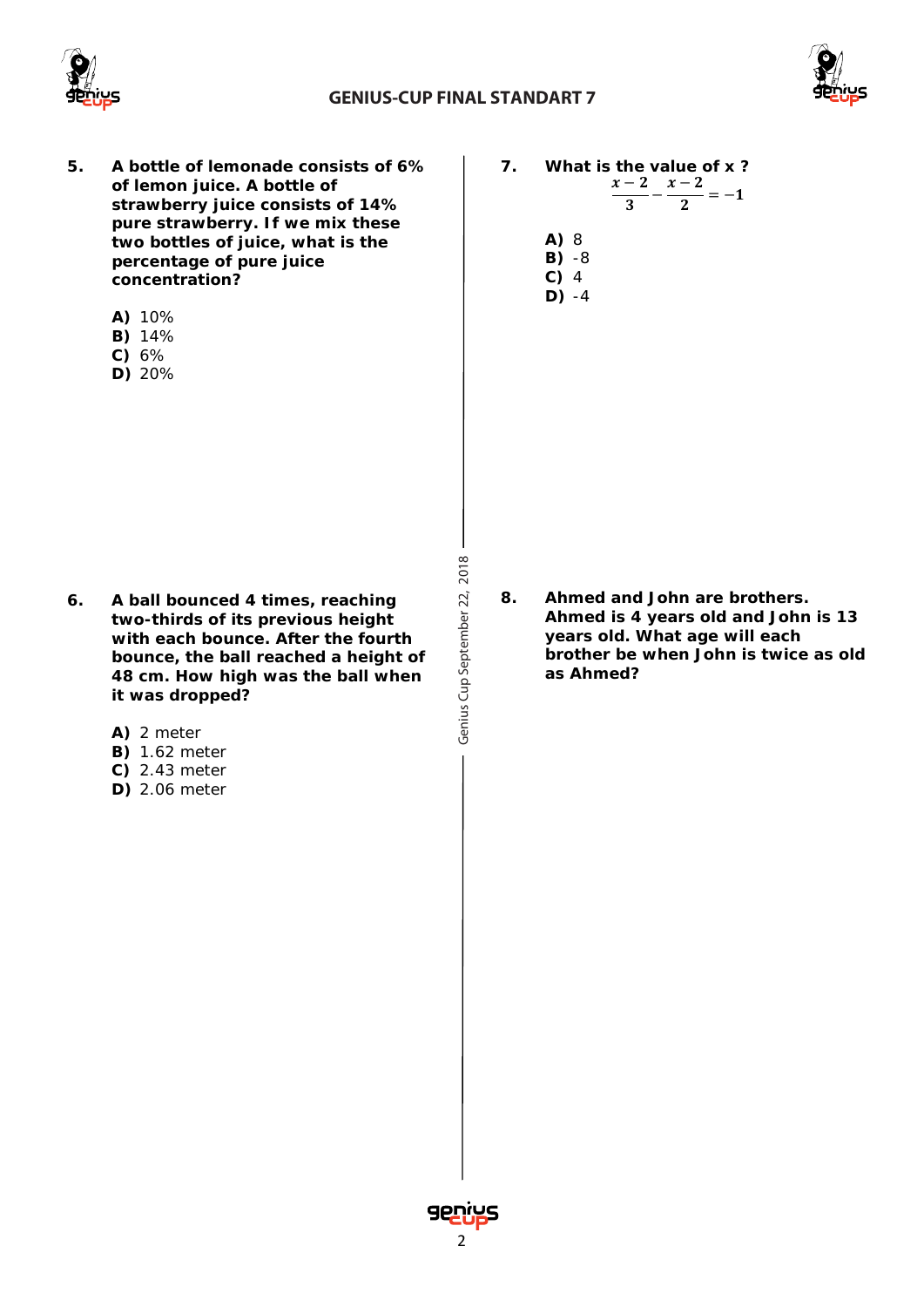**5. A bottle of lemonade consists of 6% of lemon juice. A bottle of strawberry juice consists of 14% pure strawberry. If we mix these two bottles of juice, what is the percentage of pure juice concentration?**

**A)** 10%
**B)** 14%
**C)** 6%
**D)** 20%

**6. A ball bounced 4 times, reaching two-thirds of its previous height with each bounce. After the fourth bounce, the ball reached a height of 48 cm. How high was the ball when it was dropped?**

**A)** 2 meter
**B)** 1.62 meter
**C)** 2.43 meter
**D)** 2.06 meter

**7. What is the value of x ?**

$$\frac{x-2}{3} - \frac{x-2}{2} = -1$$

**A)** 8
**B)** -8
**C)** 4
**D)** -4

**8. Ahmed and John are brothers. Ahmed is 4 years old and John is 13 years old. What age will each brother be when John is twice as old as Ahmed?**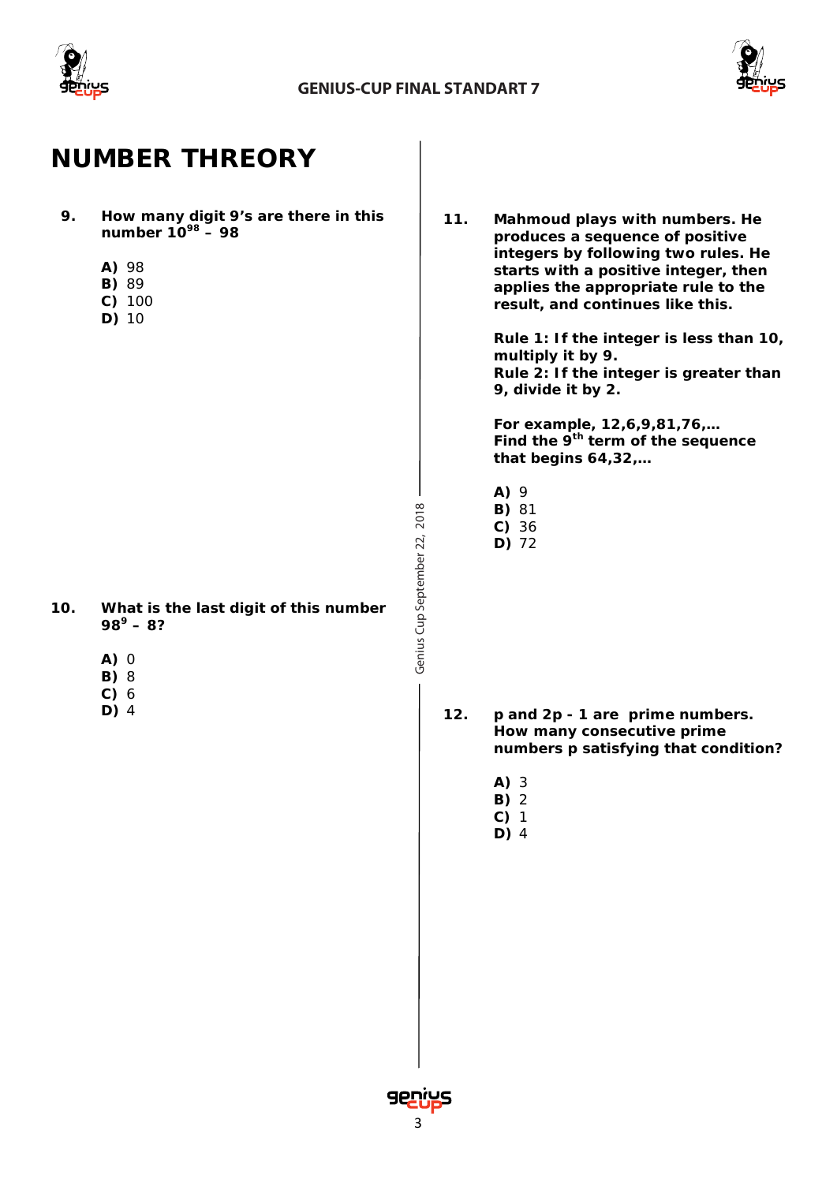# NUMBER THREORY

**9.** **How many digit 9's are there in this number $10^{98}$ – 98**

**A)** 98
**B)** 89
**C)** 100
**D)** 10

**10.** **What is the last digit of this number $98^9$ – 8?**

**A)** 0
**B)** 8
**C)** 6
**D)** 4

**11.** **Mahmoud plays with numbers. He produces a sequence of positive integers by following two rules. He starts with a positive integer, then applies the appropriate rule to the result, and continues like this.**

**Rule 1: If the integer is less than 10, multiply it by 9.**
**Rule 2: If the integer is greater than 9, divide it by 2.**

**For example, 12,6,9,81,76,…**
**Find the 9th term of the sequence that begins 64,32,…**

**A)** 9
**B)** 81
**C)** 36
**D)** 72

**12.** **p and 2p - 1 are prime numbers. How many consecutive prime numbers p satisfying that condition?**

**A)** 3
**B)** 2
**C)** 1
**D)** 4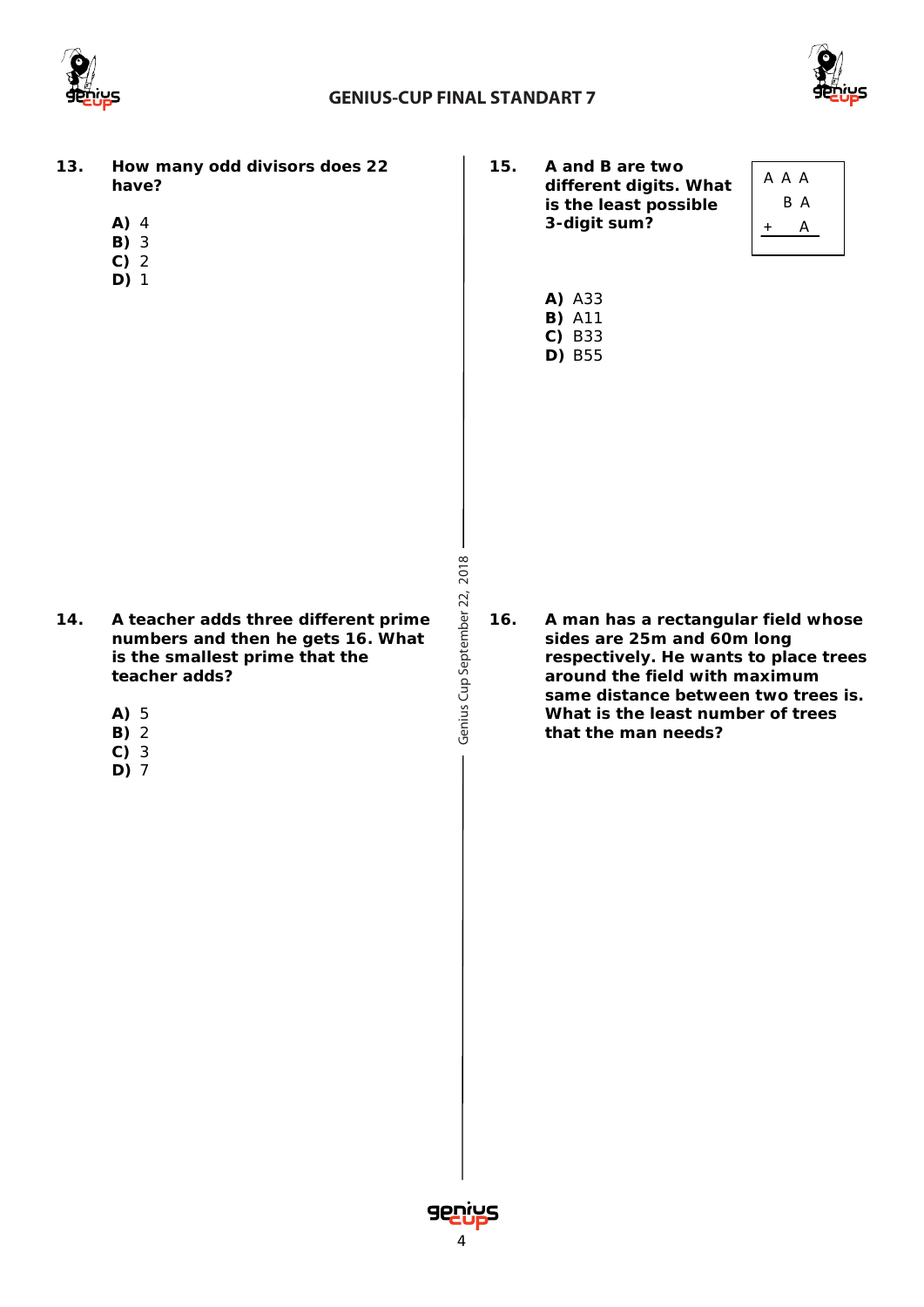**13.** **How many odd divisors does 22 have?**

**A)** 4
**B)** 3
**C)** 2
**D)** 1

**14.** **A teacher adds three different prime numbers and then he gets 16. What is the smallest prime that the teacher adds?**

**A)** 5
**B)** 2
**C)** 3
**D)** 7

**15.** **A and B are two different digits. What is the least possible 3-digit sum?**

```
  A A A
    B A
+     A
```

**A)** A33
**B)** A11
**C)** B33
**D)** B55

**16.** **A man has a rectangular field whose sides are 25m and 60m long respectively. He wants to place trees around the field with maximum same distance between two trees is. What is the least number of trees that the man needs?**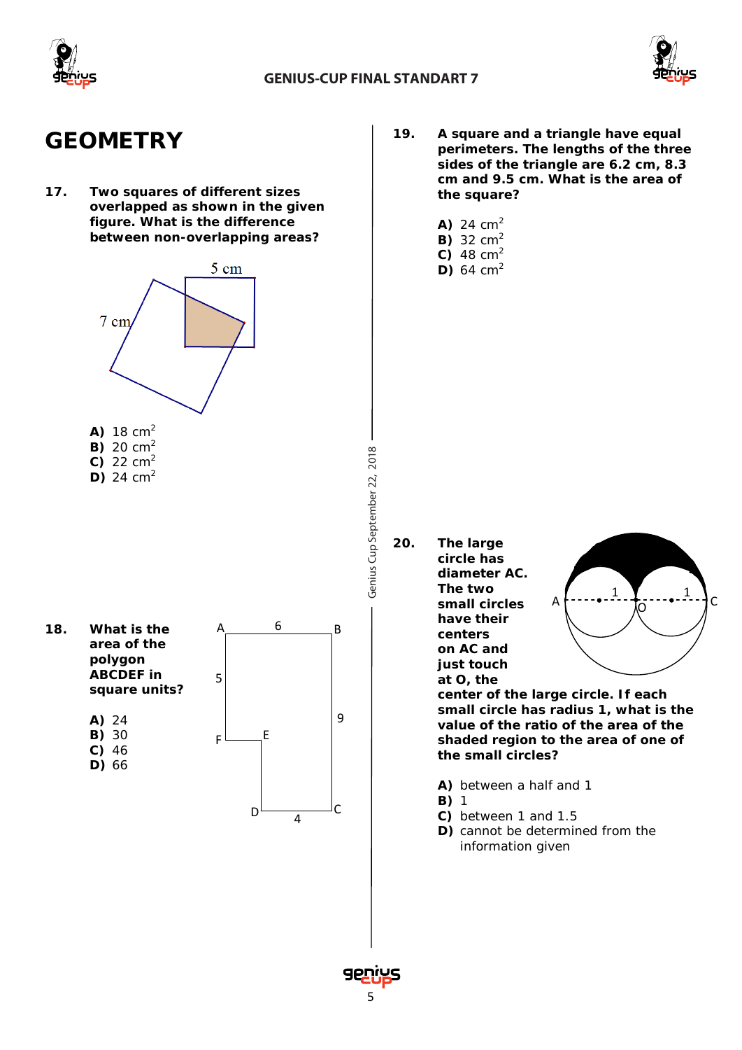# GEOMETRY

**17. Two squares of different sizes overlapped as shown in the given figure. What is the difference between non-overlapping areas?**

5 cm

7 cm

**A)** 18 cm$^2$
**B)** 20 cm$^2$
**C)** 22 cm$^2$
**D)** 24 cm$^2$

**18. What is the area of the polygon ABCDEF in square units?**

A 6 B

5 9

F E

D 4 C

**A)** 24
**B)** 30
**C)** 46
**D)** 66

**19. A square and a triangle have equal perimeters. The lengths of the three sides of the triangle are 6.2 cm, 8.3 cm and 9.5 cm. What is the area of the square?**

**A)** 24 cm$^2$
**B)** 32 cm$^2$
**C)** 48 cm$^2$
**D)** 64 cm$^2$

**20. The large circle has diameter AC. The two small circles have their centers on AC and just touch at O, the center of the large circle. If each small circle has radius 1, what is the value of the ratio of the area of the shaded region to the area of one of the small circles?**

A 1 O 1 C

**A)** between a half and 1
**B)** 1
**C)** between 1 and 1.5
**D)** cannot be determined from the information given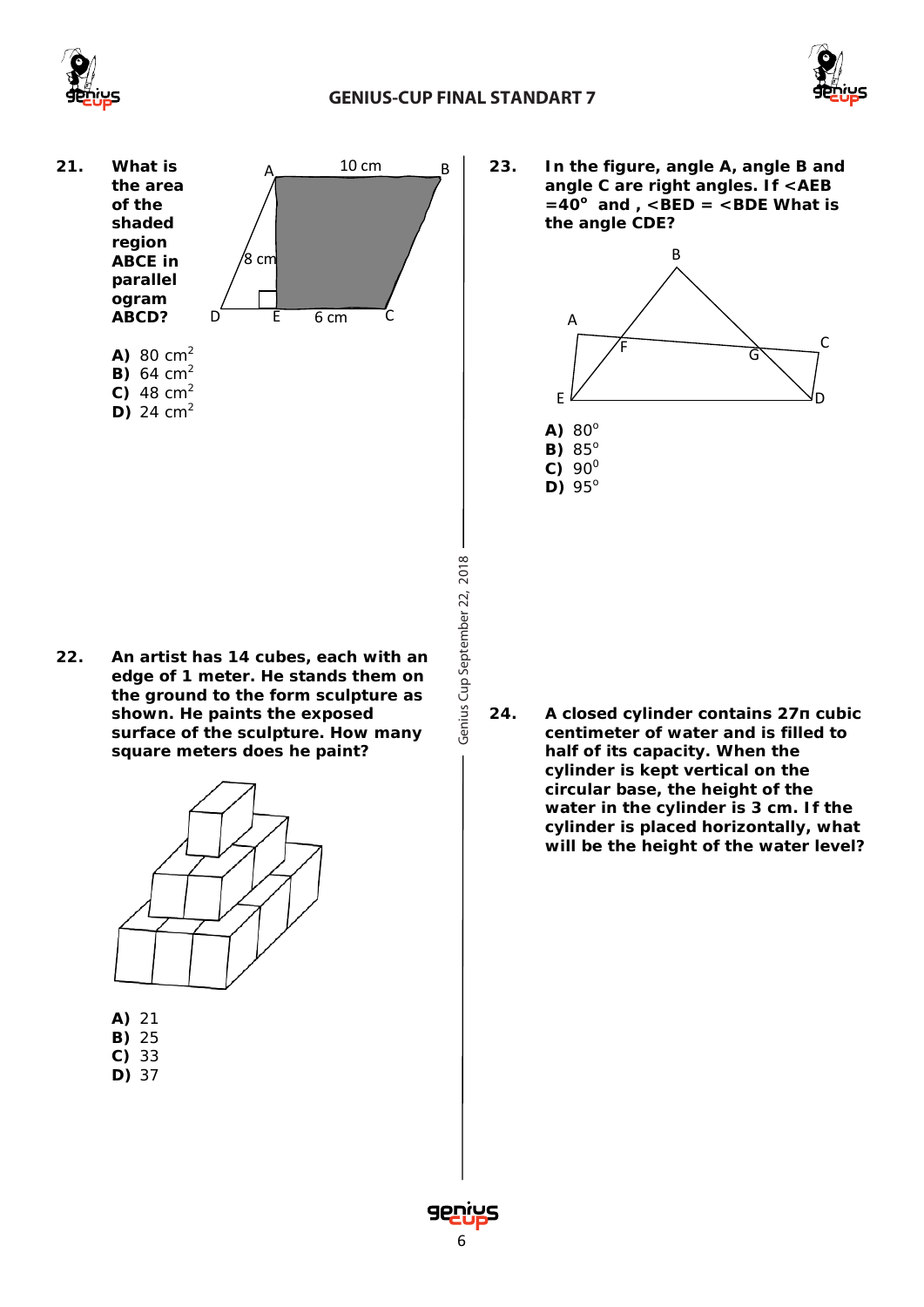**21.** **What is the area of the shaded region ABCE in parallelogram ABCD?**

A 10 cm B, 8 cm, D E 6 cm C

**A)** 80 cm$^2$
**B)** 64 cm$^2$
**C)** 48 cm$^2$
**D)** 24 cm$^2$

**22.** **An artist has 14 cubes, each with an edge of 1 meter. He stands them on the ground to the form sculpture as shown. He paints the exposed surface of the sculpture. How many square meters does he paint?**

**A)** 21
**B)** 25
**C)** 33
**D)** 37

**23.** **In the figure, angle A, angle B and angle C are right angles. If <AEB =40° and , <BED = <BDE What is the angle CDE?**

**A)** 80°
**B)** 85°
**C)** 90$^0$
**D)** 95°

**24.** **A closed cylinder contains 27π cubic centimeter of water and is filled to half of its capacity. When the cylinder is kept vertical on the circular base, the height of the water in the cylinder is 3 cm. If the cylinder is placed horizontally, what will be the height of the water level?**

Genius Cup September 22, 2018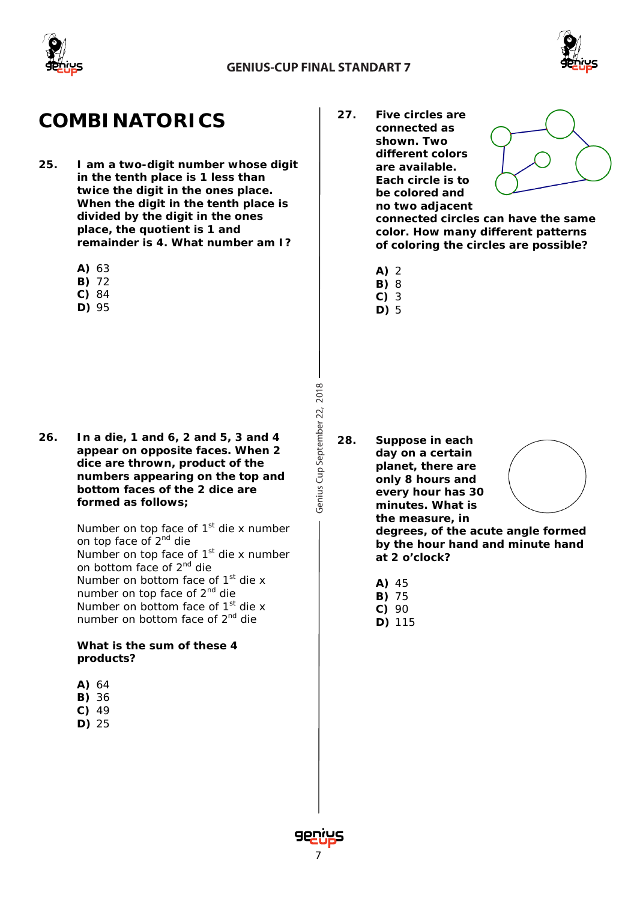// COMBINATORICS

**25.** **I am a two-digit number whose digit in the tenth place is 1 less than twice the digit in the ones place. When the digit in the tenth place is divided by the digit in the ones place, the quotient is 1 and remainder is 4. What number am I?**

**A)** 63
**B)** 72
**C)** 84
**D)** 95

**26.** **In a die, 1 and 6, 2 and 5, 3 and 4 appear on opposite faces. When 2 dice are thrown, product of the numbers appearing on the top and bottom faces of the 2 dice are formed as follows;**

Number on top face of 1st die x number on top face of 2nd die
Number on top face of 1st die x number on bottom face of 2nd die
Number on bottom face of 1st die x number on top face of 2nd die
Number on bottom face of 1st die x number on bottom face of 2nd die

**What is the sum of these 4 products?**

**A)** 64
**B)** 36
**C)** 49
**D)** 25

**27.** **Five circles are connected as shown. Two different colors are available. Each circle is to be colored and no two adjacent connected circles can have the same color. How many different patterns of coloring the circles are possible?**

**A)** 2
**B)** 8
**C)** 3
**D)** 5

**28.** **Suppose in each day on a certain planet, there are only 8 hours and every hour has 30 minutes. What is the measure, in degrees, of the acute angle formed by the hour hand and minute hand at 2 o'clock?**

**A)** 45
**B)** 75
**C)** 90
**D)** 115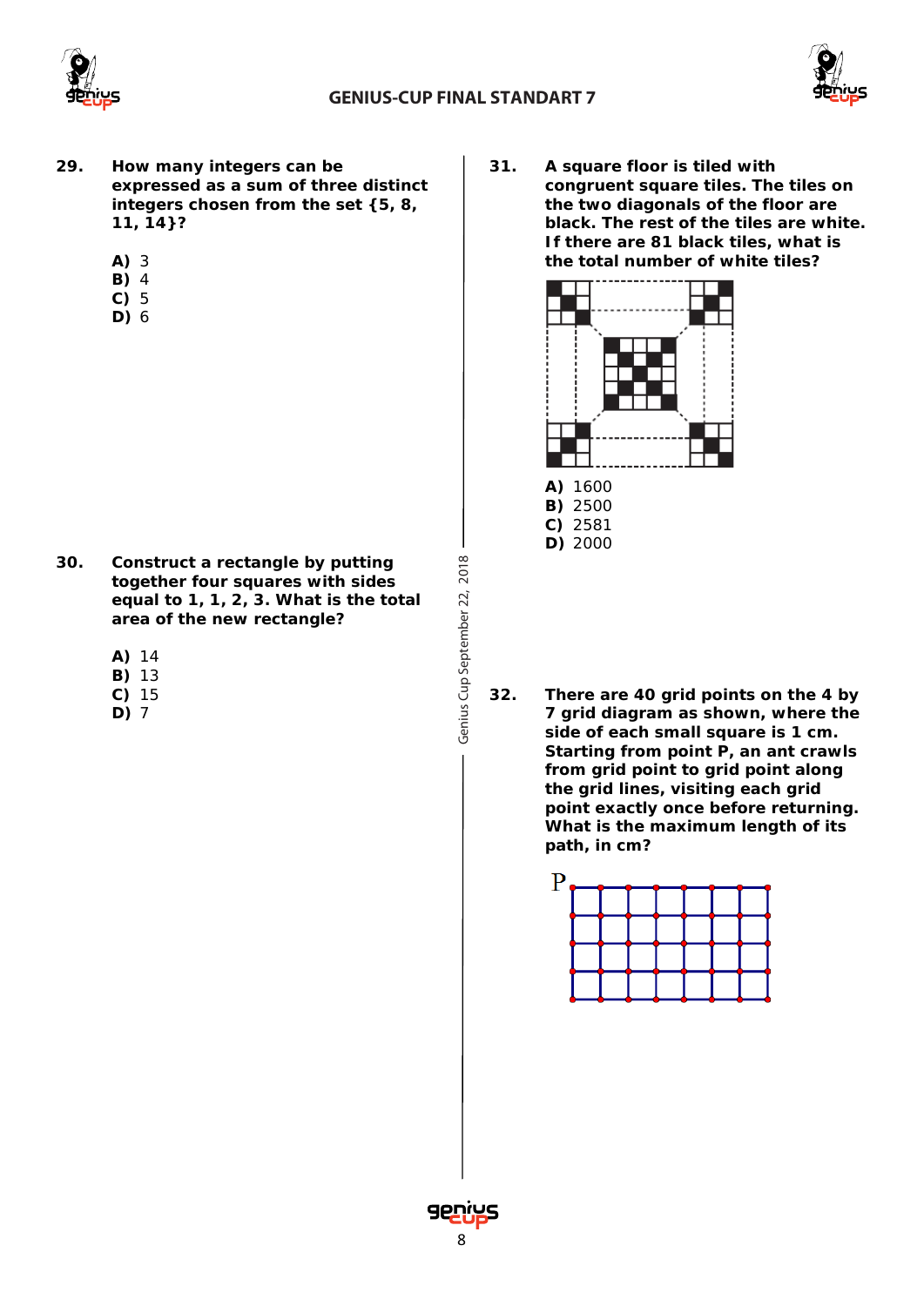**29.** **How many integers can be expressed as a sum of three distinct integers chosen from the set {5, 8, 11, 14}?**

**A)** 3
**B)** 4
**C)** 5
**D)** 6

**30.** **Construct a rectangle by putting together four squares with sides equal to 1, 1, 2, 3. What is the total area of the new rectangle?**

**A)** 14
**B)** 13
**C)** 15
**D)** 7

**31.** **A square floor is tiled with congruent square tiles. The tiles on the two diagonals of the floor are black. The rest of the tiles are white. If there are 81 black tiles, what is the total number of white tiles?**

**A)** 1600
**B)** 2500
**C)** 2581
**D)** 2000

**32.** **There are 40 grid points on the 4 by 7 grid diagram as shown, where the side of each small square is 1 cm. Starting from point P, an ant crawls from grid point to grid point along the grid lines, visiting each grid point exactly once before returning. What is the maximum length of its path, in cm?**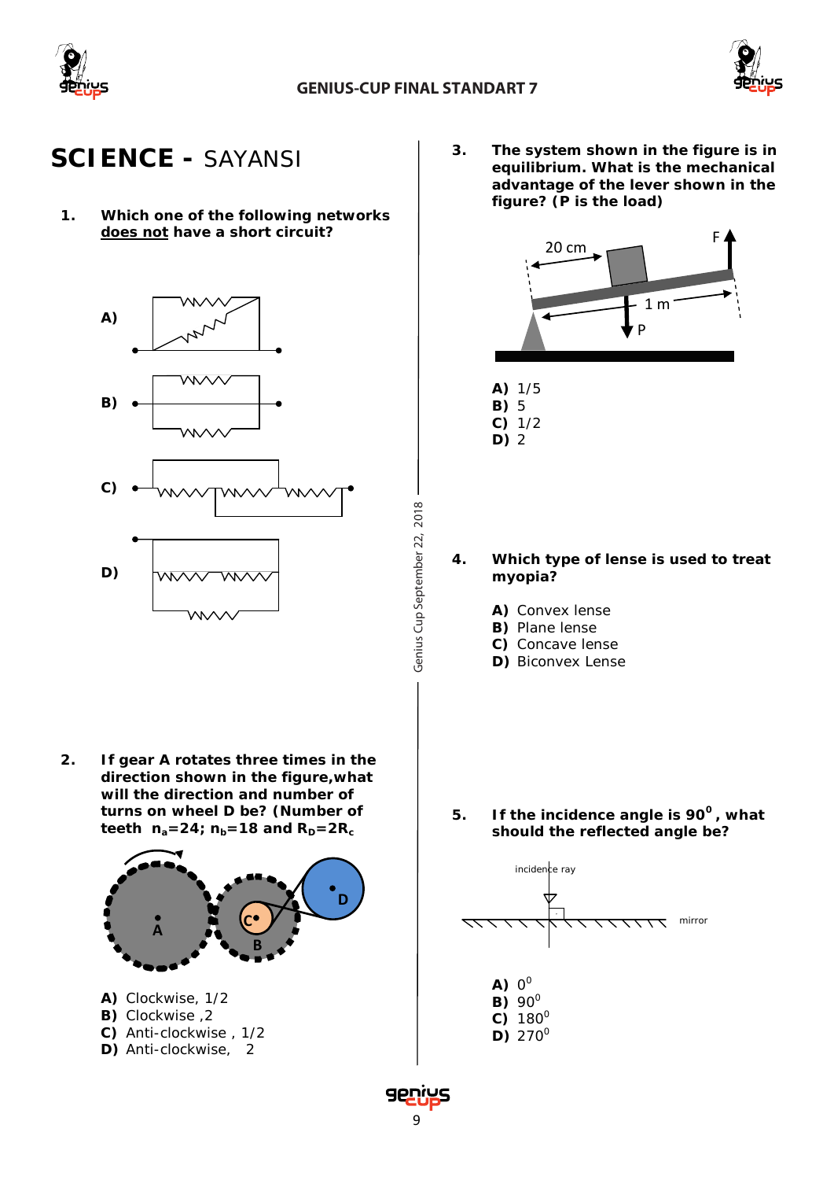# SCIENCE - SAYANSI

**1. Which one of the following networks <u>does not</u> have a short circuit?**

A)

B)

C)

D)

**2. If gear A rotates three times in the direction shown in the figure,what will the direction and number of turns on wheel D be? (Number of teeth $n_a=24$; $n_b=18$ and $R_D=2R_c$**

A) Clockwise, 1/2
B) Clockwise ,2
C) Anti-clockwise , 1/2
D) Anti-clockwise, 2

**3. The system shown in the figure is in equilibrium. What is the mechanical advantage of the lever shown in the figure? (P is the load)**

A) 1/5
B) 5
C) 1/2
D) 2

**4. Which type of lense is used to treat myopia?**

A) Convex lense
B) Plane lense
C) Concave lense
D) Biconvex Lense

**5. If the incidence angle is $90^0$, what should the reflected angle be?**

A) $0^0$
B) $90^0$
C) $180^0$
D) $270^0$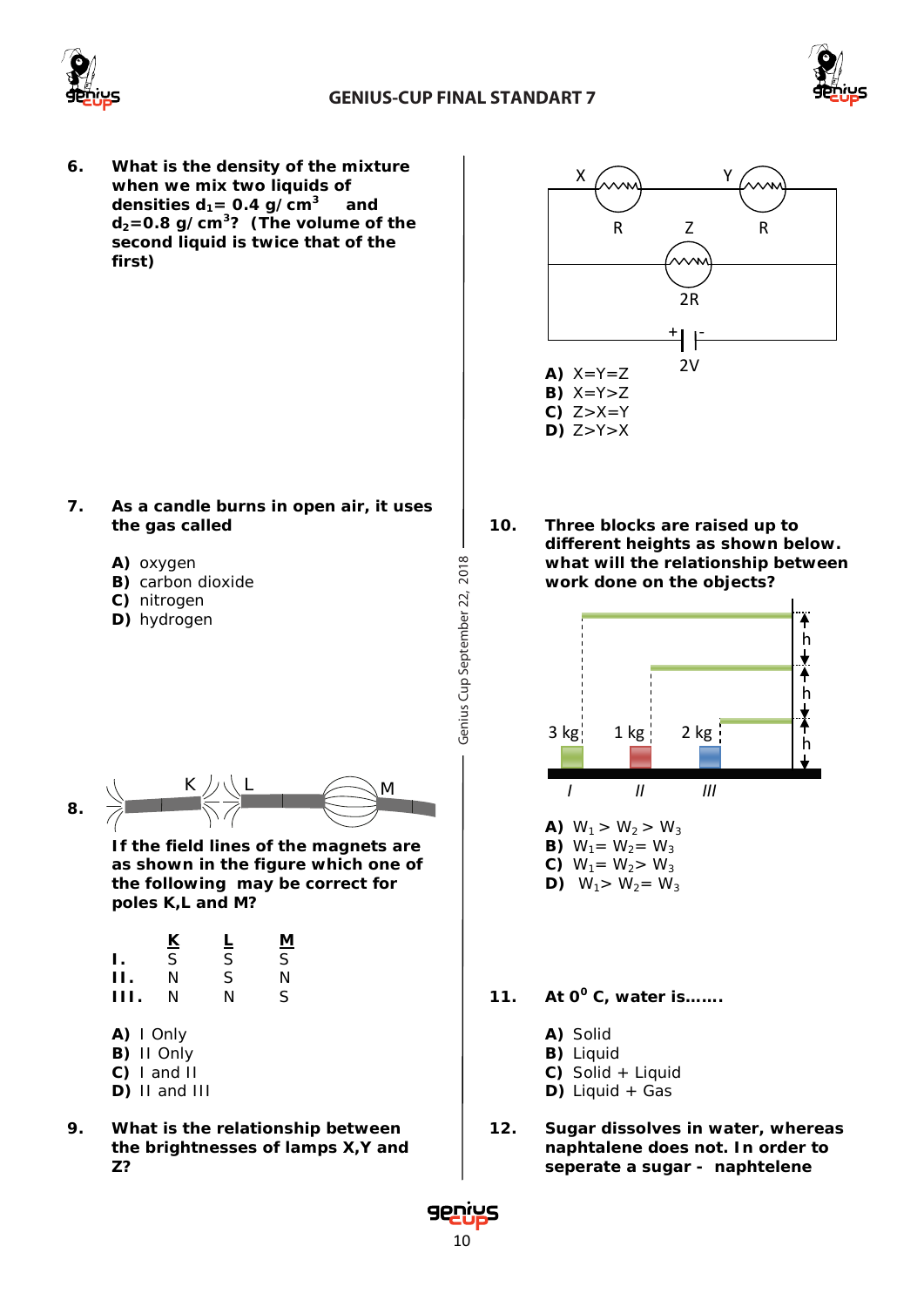**6.** **What is the density of the mixture when we mix two liquids of densities $d_1$= 0.4 g/cm$^3$ and $d_2$=0.8 g/cm$^3$? (The volume of the second liquid is twice that of the first)**

**7.** **As a candle burns in open air, it uses the gas called**

**A)** oxygen
**B)** carbon dioxide
**C)** nitrogen
**D)** hydrogen

**8.** **If the field lines of the magnets are as shown in the figure which one of the following may be correct for poles K,L and M?**

| | K | L | M |
|---|---|---|---|
| **I.** | S | S | S |
| **II.** | N | S | N |
| **III.** | N | N | S |

**A)** I Only
**B)** II Only
**C)** I and II
**D)** II and III

**9.** **What is the relationship between the brightnesses of lamps X,Y and Z?**

**A)** X=Y=Z
**B)** X=Y>Z
**C)** Z>X=Y
**D)** Z>Y>X

**10.** **Three blocks are raised up to different heights as shown below. what will the relationship between work done on the objects?**

**A)** $W_1 > W_2 > W_3$
**B)** $W_1 = W_2 = W_3$
**C)** $W_1 = W_2 > W_3$
**D)** $W_1 > W_2 = W_3$

**11.** **At 0$^0$ C, water is.......**

**A)** Solid
**B)** Liquid
**C)** Solid + Liquid
**D)** Liquid + Gas

**12.** **Sugar dissolves in water, whereas naphtalene does not. In order to seperate a sugar - naphtelene**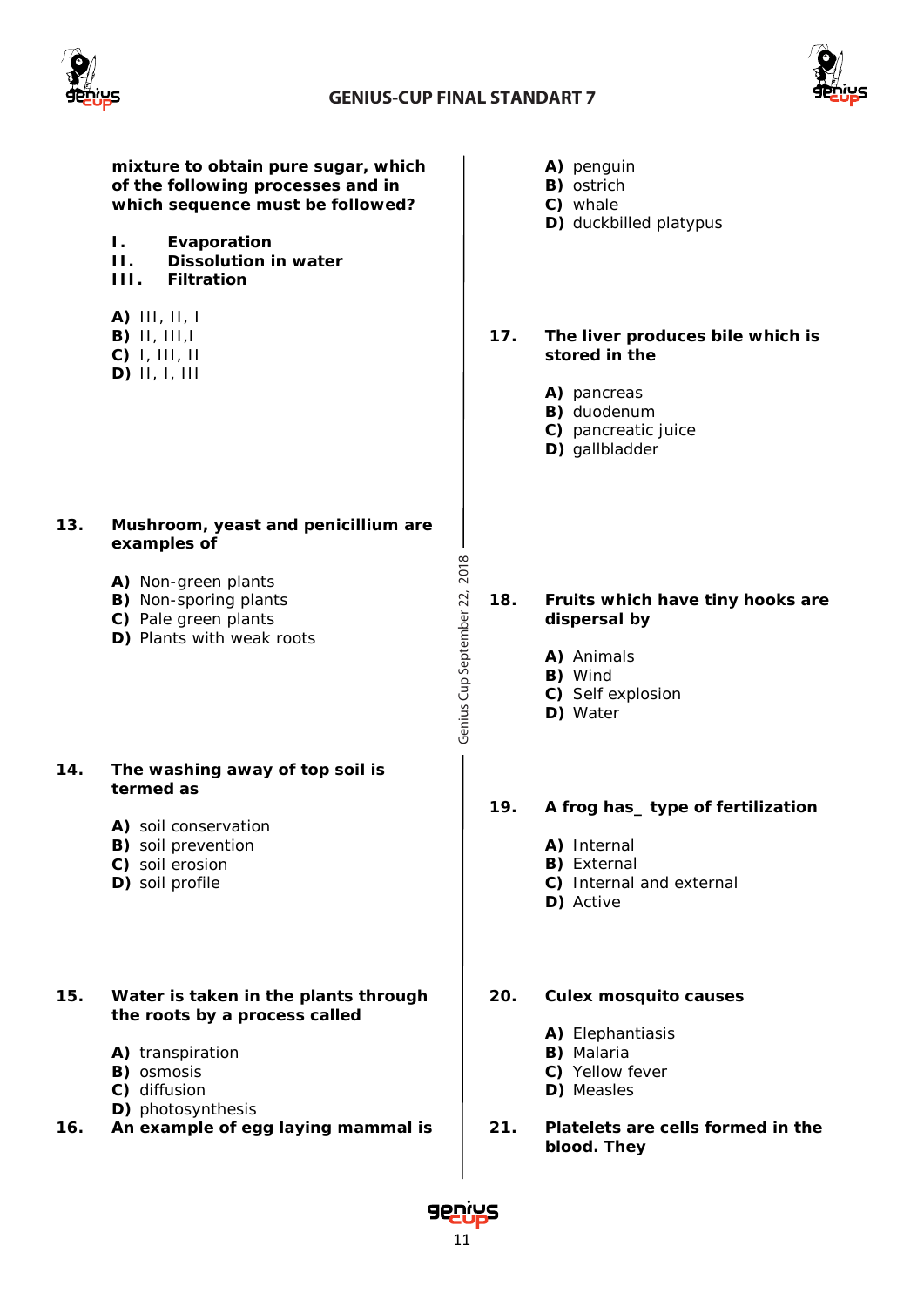**mixture to obtain pure sugar, which of the following processes and in which sequence must be followed?**

**I. Evaporation**
**II. Dissolution in water**
**III. Filtration**

**A)** III, II, I
**B)** II, III,I
**C)** I, III, II
**D)** II, I, III

**13. Mushroom, yeast and penicillium are examples of**

**A)** Non-green plants
**B)** Non-sporing plants
**C)** Pale green plants
**D)** Plants with weak roots

**14. The washing away of top soil is termed as**

**A)** soil conservation
**B)** soil prevention
**C)** soil erosion
**D)** soil profile

**15. Water is taken in the plants through the roots by a process called**

**A)** transpiration
**B)** osmosis
**C)** diffusion
**D)** photosynthesis

**16. An example of egg laying mammal is**

**A)** penguin
**B)** ostrich
**C)** whale
**D)** duckbilled platypus

**17. The liver produces bile which is stored in the**

**A)** pancreas
**B)** duodenum
**C)** pancreatic juice
**D)** gallbladder

**18. Fruits which have tiny hooks are dispersal by**

**A)** Animals
**B)** Wind
**C)** Self explosion
**D)** Water

**19. A frog has_ type of fertilization**

**A)** Internal
**B)** External
**C)** Internal and external
**D)** Active

**20. Culex mosquito causes**

**A)** Elephantiasis
**B)** Malaria
**C)** Yellow fever
**D)** Measles

**21. Platelets are cells formed in the blood. They**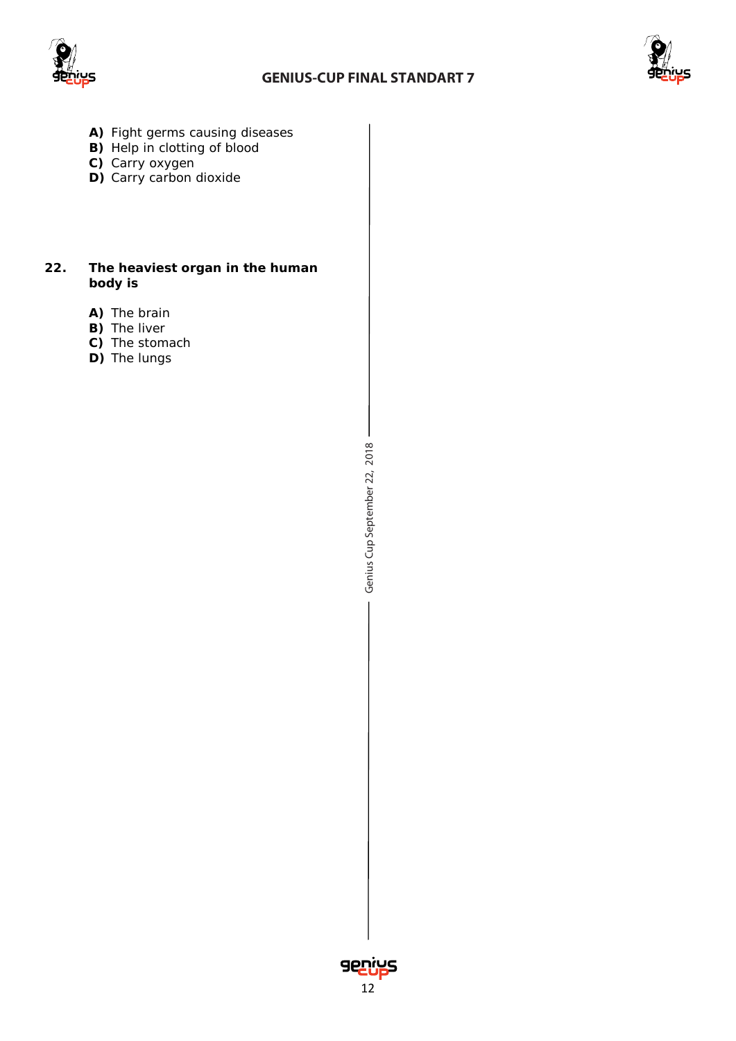**A)** Fight germs causing diseases
**B)** Help in clotting of blood
**C)** Carry oxygen
**D)** Carry carbon dioxide

**22. The heaviest organ in the human body is**

**A)** The brain
**B)** The liver
**C)** The stomach
**D)** The lungs